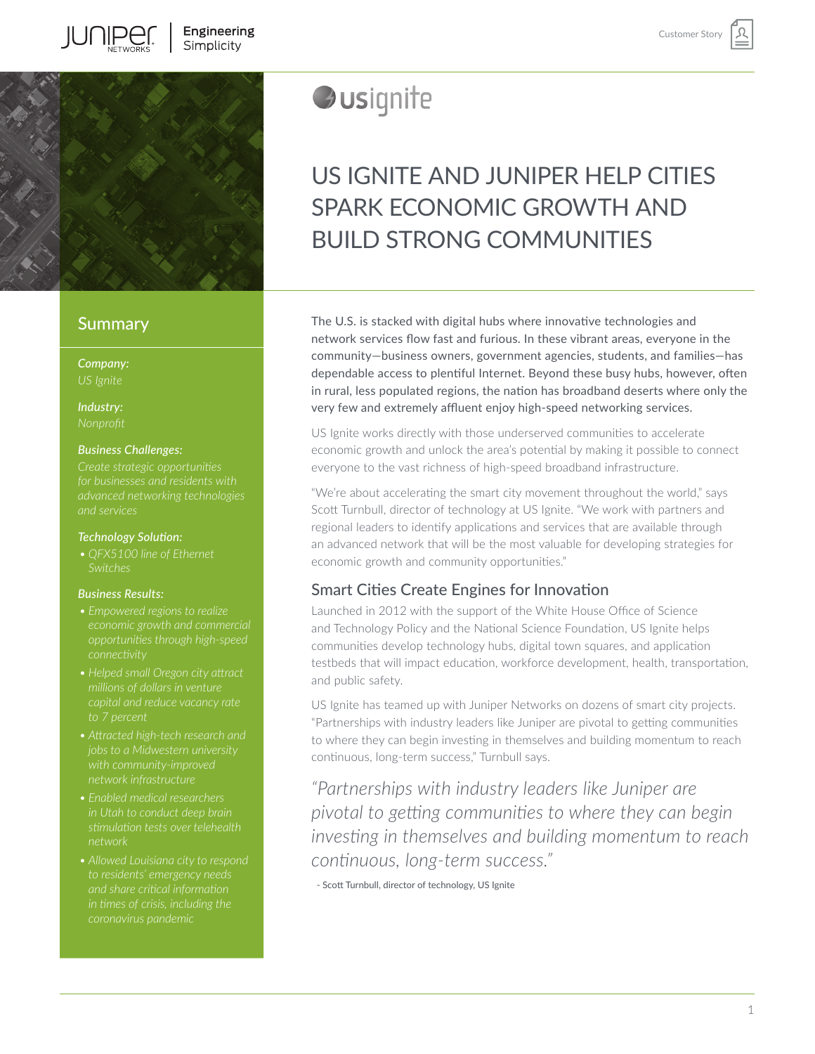# US IGNITE AND JUNIPER HELP CITIES SPARK ECONOMIC GROWTH AND BUILD STRONG COMMUNITIES

## Summary

***Company:***
*US Ignite*

***Industry:***
*Nonprofit*

***Business Challenges:***
*Create strategic opportunities for businesses and residents with advanced networking technologies and services*

***Technology Solution:***
- *QFX5100 line of Ethernet Switches*

***Business Results:***
- *Empowered regions to realize economic growth and commercial opportunities through high-speed connectivity*
- *Helped small Oregon city attract millions of dollars in venture capital and reduce vacancy rate to 7 percent*
- *Attracted high-tech research and jobs to a Midwestern university with community-improved network infrastructure*
- *Enabled medical researchers in Utah to conduct deep brain stimulation tests over telehealth network*
- *Allowed Louisiana city to respond to residents' emergency needs and share critical information in times of crisis, including the coronavirus pandemic*

The U.S. is stacked with digital hubs where innovative technologies and network services flow fast and furious. In these vibrant areas, everyone in the community—business owners, government agencies, students, and families—has dependable access to plentiful Internet. Beyond these busy hubs, however, often in rural, less populated regions, the nation has broadband deserts where only the very few and extremely affluent enjoy high-speed networking services.

US Ignite works directly with those underserved communities to accelerate economic growth and unlock the area's potential by making it possible to connect everyone to the vast richness of high-speed broadband infrastructure.

"We're about accelerating the smart city movement throughout the world," says Scott Turnbull, director of technology at US Ignite. "We work with partners and regional leaders to identify applications and services that are available through an advanced network that will be the most valuable for developing strategies for economic growth and community opportunities."

## Smart Cities Create Engines for Innovation

Launched in 2012 with the support of the White House Office of Science and Technology Policy and the National Science Foundation, US Ignite helps communities develop technology hubs, digital town squares, and application testbeds that will impact education, workforce development, health, transportation, and public safety.

US Ignite has teamed up with Juniper Networks on dozens of smart city projects. "Partnerships with industry leaders like Juniper are pivotal to getting communities to where they can begin investing in themselves and building momentum to reach continuous, long-term success," Turnbull says.

> *"Partnerships with industry leaders like Juniper are pivotal to getting communities to where they can begin investing in themselves and building momentum to reach continuous, long-term success."*
>
> \- Scott Turnbull, director of technology, US Ignite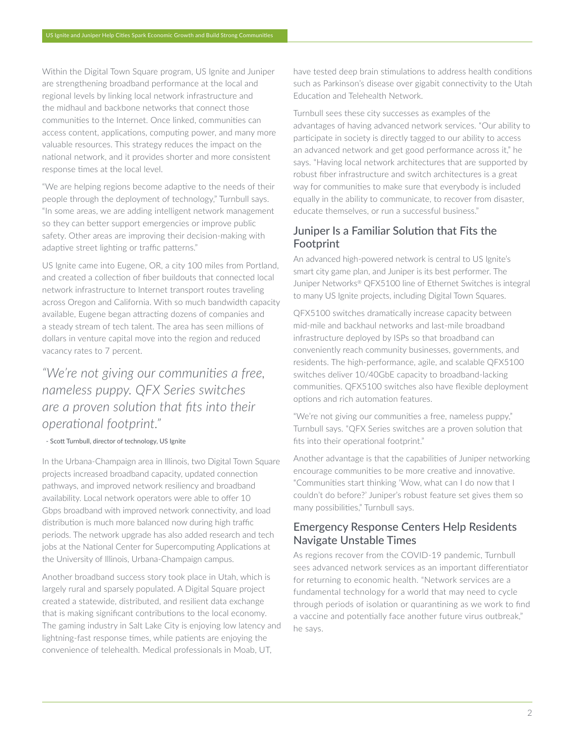Within the Digital Town Square program, US Ignite and Juniper are strengthening broadband performance at the local and regional levels by linking local network infrastructure and the midhaul and backbone networks that connect those communities to the Internet. Once linked, communities can access content, applications, computing power, and many more valuable resources. This strategy reduces the impact on the national network, and it provides shorter and more consistent response times at the local level.

"We are helping regions become adaptive to the needs of their people through the deployment of technology," Turnbull says. "In some areas, we are adding intelligent network management so they can better support emergencies or improve public safety. Other areas are improving their decision-making with adaptive street lighting or traffic patterns."

US Ignite came into Eugene, OR, a city 100 miles from Portland, and created a collection of fiber buildouts that connected local network infrastructure to Internet transport routes traveling across Oregon and California. With so much bandwidth capacity available, Eugene began attracting dozens of companies and a steady stream of tech talent. The area has seen millions of dollars in venture capital move into the region and reduced vacancy rates to 7 percent.

> *"We're not giving our communities a free, nameless puppy. QFX Series switches are a proven solution that fits into their operational footprint."*
>
> \- Scott Turnbull, director of technology, US Ignite

In the Urbana-Champaign area in Illinois, two Digital Town Square projects increased broadband capacity, updated connection pathways, and improved network resiliency and broadband availability. Local network operators were able to offer 10 Gbps broadband with improved network connectivity, and load distribution is much more balanced now during high traffic periods. The network upgrade has also added research and tech jobs at the National Center for Supercomputing Applications at the University of Illinois, Urbana-Champaign campus.

Another broadband success story took place in Utah, which is largely rural and sparsely populated. A Digital Square project created a statewide, distributed, and resilient data exchange that is making significant contributions to the local economy. The gaming industry in Salt Lake City is enjoying low latency and lightning-fast response times, while patients are enjoying the convenience of telehealth. Medical professionals in Moab, UT, have tested deep brain stimulations to address health conditions such as Parkinson's disease over gigabit connectivity to the Utah Education and Telehealth Network.

Turnbull sees these city successes as examples of the advantages of having advanced network services. "Our ability to participate in society is directly tagged to our ability to access an advanced network and get good performance across it," he says. "Having local network architectures that are supported by robust fiber infrastructure and switch architectures is a great way for communities to make sure that everybody is included equally in the ability to communicate, to recover from disaster, educate themselves, or run a successful business."

## Juniper Is a Familiar Solution that Fits the Footprint

An advanced high-powered network is central to US Ignite's smart city game plan, and Juniper is its best performer. The Juniper Networks® QFX5100 line of Ethernet Switches is integral to many US Ignite projects, including Digital Town Squares.

QFX5100 switches dramatically increase capacity between mid-mile and backhaul networks and last-mile broadband infrastructure deployed by ISPs so that broadband can conveniently reach community businesses, governments, and residents. The high-performance, agile, and scalable QFX5100 switches deliver 10/40GbE capacity to broadband-lacking communities. QFX5100 switches also have flexible deployment options and rich automation features.

"We're not giving our communities a free, nameless puppy," Turnbull says. "QFX Series switches are a proven solution that fits into their operational footprint."

Another advantage is that the capabilities of Juniper networking encourage communities to be more creative and innovative. "Communities start thinking 'Wow, what can I do now that I couldn't do before?' Juniper's robust feature set gives them so many possibilities," Turnbull says.

## Emergency Response Centers Help Residents Navigate Unstable Times

As regions recover from the COVID-19 pandemic, Turnbull sees advanced network services as an important differentiator for returning to economic health. "Network services are a fundamental technology for a world that may need to cycle through periods of isolation or quarantining as we work to find a vaccine and potentially face another future virus outbreak," he says.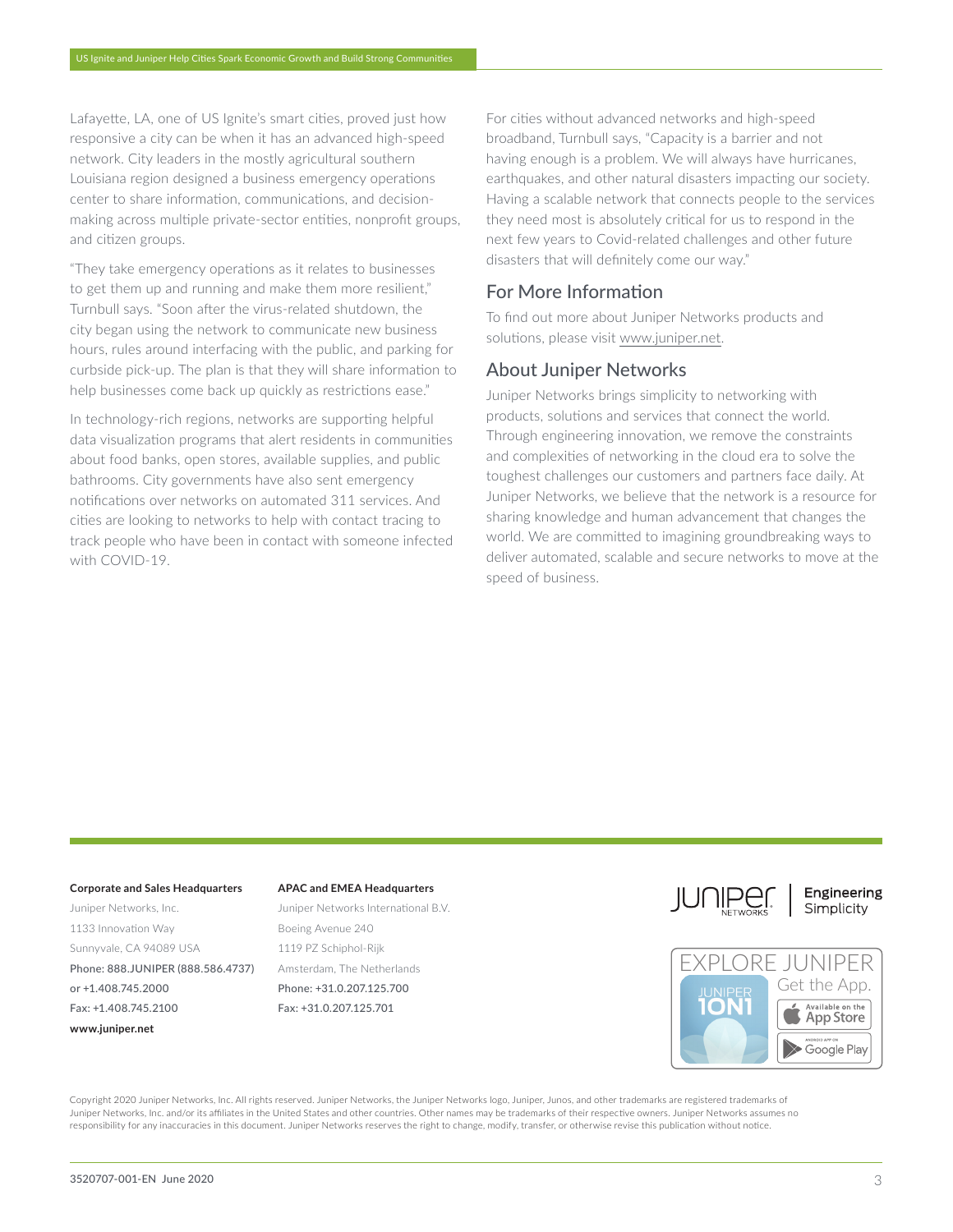Lafayette, LA, one of US Ignite's smart cities, proved just how responsive a city can be when it has an advanced high-speed network. City leaders in the mostly agricultural southern Louisiana region designed a business emergency operations center to share information, communications, and decision-making across multiple private-sector entities, nonprofit groups, and citizen groups.

"They take emergency operations as it relates to businesses to get them up and running and make them more resilient," Turnbull says. "Soon after the virus-related shutdown, the city began using the network to communicate new business hours, rules around interfacing with the public, and parking for curbside pick-up. The plan is that they will share information to help businesses come back up quickly as restrictions ease."

In technology-rich regions, networks are supporting helpful data visualization programs that alert residents in communities about food banks, open stores, available supplies, and public bathrooms. City governments have also sent emergency notifications over networks on automated 311 services. And cities are looking to networks to help with contact tracing to track people who have been in contact with someone infected with COVID-19.

For cities without advanced networks and high-speed broadband, Turnbull says, "Capacity is a barrier and not having enough is a problem. We will always have hurricanes, earthquakes, and other natural disasters impacting our society. Having a scalable network that connects people to the services they need most is absolutely critical for us to respond in the next few years to Covid-related challenges and other future disasters that will definitely come our way."

## For More Information

To find out more about Juniper Networks products and solutions, please visit www.juniper.net.

## About Juniper Networks

Juniper Networks brings simplicity to networking with products, solutions and services that connect the world. Through engineering innovation, we remove the constraints and complexities of networking in the cloud era to solve the toughest challenges our customers and partners face daily. At Juniper Networks, we believe that the network is a resource for sharing knowledge and human advancement that changes the world. We are committed to imagining groundbreaking ways to deliver automated, scalable and secure networks to move at the speed of business.

**Corporate and Sales Headquarters**
Juniper Networks, Inc.
1133 Innovation Way
Sunnyvale, CA 94089 USA
Phone: 888.JUNIPER (888.586.4737)
or +1.408.745.2000
Fax: +1.408.745.2100
**www.juniper.net**

**APAC and EMEA Headquarters**
Juniper Networks International B.V.
Boeing Avenue 240
1119 PZ Schiphol-Rijk
Amsterdam, The Netherlands
Phone: +31.0.207.125.700
Fax: +31.0.207.125.701

Engineering Simplicity

EXPLORE JUNIPER
Get the App.

Copyright 2020 Juniper Networks, Inc. All rights reserved. Juniper Networks, the Juniper Networks logo, Juniper, Junos, and other trademarks are registered trademarks of Juniper Networks, Inc. and/or its affiliates in the United States and other countries. Other names may be trademarks of their respective owners. Juniper Networks assumes no responsibility for any inaccuracies in this document. Juniper Networks reserves the right to change, modify, transfer, or otherwise revise this publication without notice.

3520707-001-EN June 2020